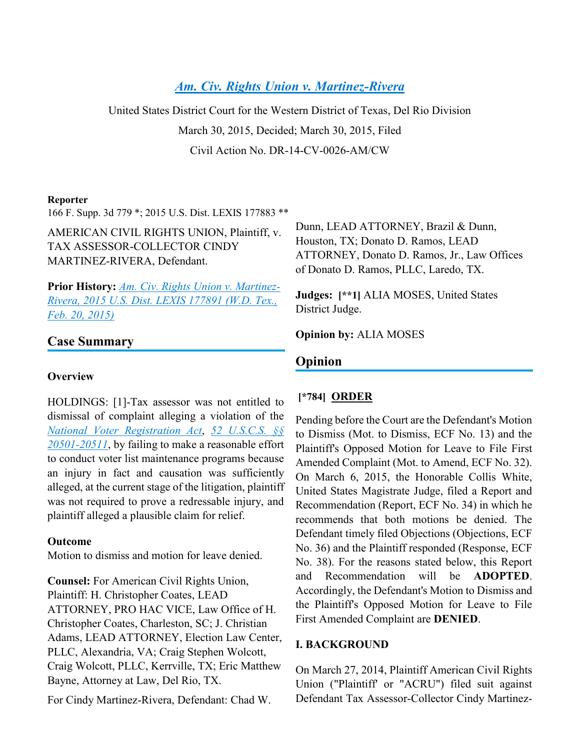# Am. Civ. Rights Union v. Martinez-Rivera

United States District Court for the Western District of Texas, Del Rio Division

March 30, 2015, Decided; March 30, 2015, Filed

Civil Action No. DR-14-CV-0026-AM/CW

**Reporter**

166 F. Supp. 3d 779 *; 2015 U.S. Dist. LEXIS 177883 **

AMERICAN CIVIL RIGHTS UNION, Plaintiff, v. TAX ASSESSOR-COLLECTOR CINDY MARTINEZ-RIVERA, Defendant.

**Prior History:** Am. Civ. Rights Union v. Martinez-Rivera, 2015 U.S. Dist. LEXIS 177891 (W.D. Tex., Feb. 20, 2015)

## Case Summary

### Overview

HOLDINGS: [1]-Tax assessor was not entitled to dismissal of complaint alleging a violation of the National Voter Registration Act, 52 U.S.C.S. §§ 20501-20511, by failing to make a reasonable effort to conduct voter list maintenance programs because an injury in fact and causation was sufficiently alleged, at the current stage of the litigation, plaintiff was not required to prove a redressable injury, and plaintiff alleged a plausible claim for relief.

### Outcome

Motion to dismiss and motion for leave denied.

**Counsel:** For American Civil Rights Union, Plaintiff: H. Christopher Coates, LEAD ATTORNEY, PRO HAC VICE, Law Office of H. Christopher Coates, Charleston, SC; J. Christian Adams, LEAD ATTORNEY, Election Law Center, PLLC, Alexandria, VA; Craig Stephen Wolcott, Craig Wolcott, PLLC, Kerrville, TX; Eric Matthew Bayne, Attorney at Law, Del Rio, TX.

For Cindy Martinez-Rivera, Defendant: Chad W. Dunn, LEAD ATTORNEY, Brazil & Dunn, Houston, TX; Donato D. Ramos, LEAD ATTORNEY, Donato D. Ramos, Jr., Law Offices of Donato D. Ramos, PLLC, Laredo, TX.

**Judges:** [**1] ALIA MOSES, United States District Judge.

**Opinion by:** ALIA MOSES

## Opinion

[*784] **ORDER**

Pending before the Court are the Defendant's Motion to Dismiss (Mot. to Dismiss, ECF No. 13) and the Plaintiff's Opposed Motion for Leave to File First Amended Complaint (Mot. to Amend, ECF No. 32). On March 6, 2015, the Honorable Collis White, United States Magistrate Judge, filed a Report and Recommendation (Report, ECF No. 34) in which he recommends that both motions be denied. The Defendant timely filed Objections (Objections, ECF No. 36) and the Plaintiff responded (Response, ECF No. 38). For the reasons stated below, this Report and Recommendation will be **ADOPTED**. Accordingly, the Defendant's Motion to Dismiss and the Plaintiff's Opposed Motion for Leave to File First Amended Complaint are **DENIED**.

### I. BACKGROUND

On March 27, 2014, Plaintiff American Civil Rights Union ("Plaintiff" or "ACRU") filed suit against Defendant Tax Assessor-Collector Cindy Martinez-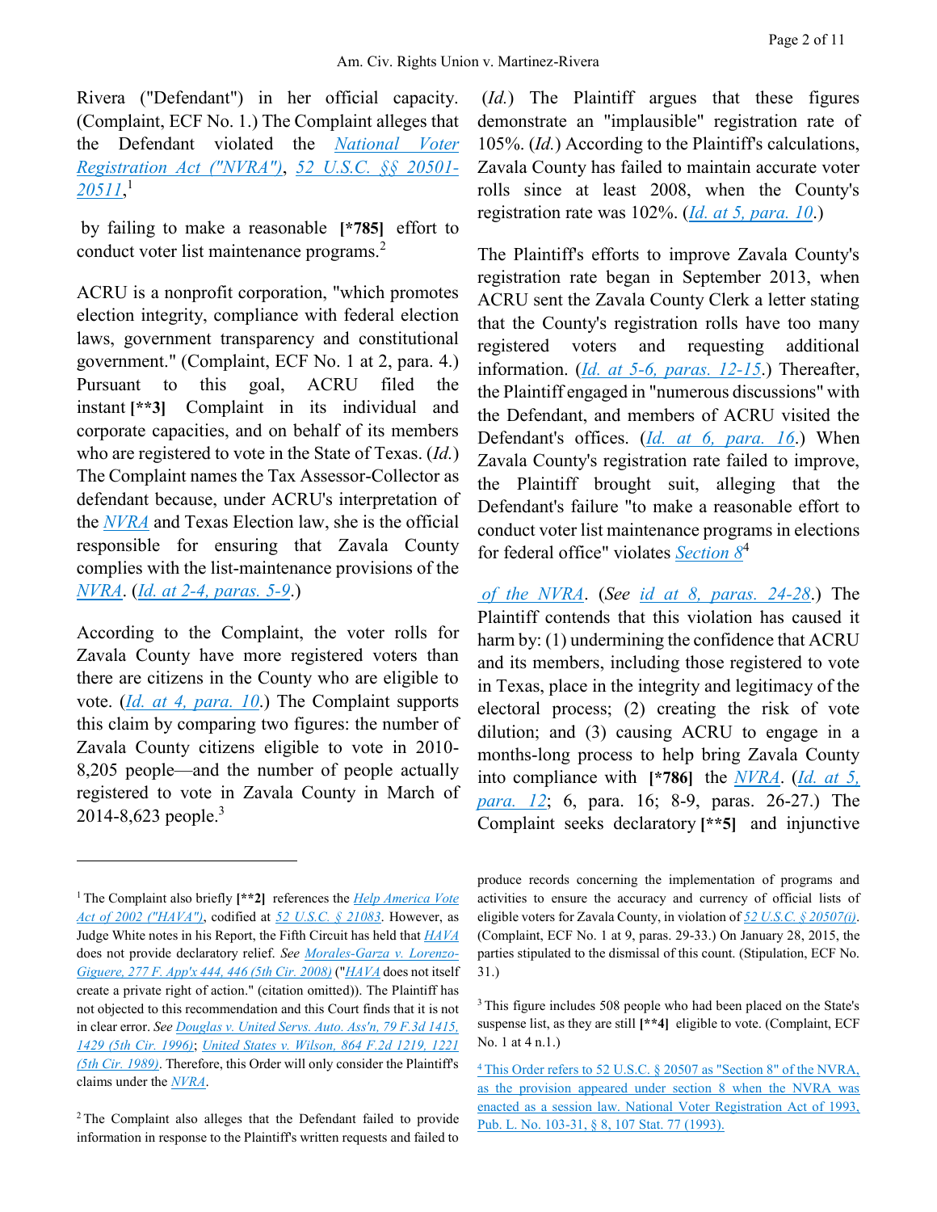Rivera ("Defendant") in her official capacity. (Complaint, ECF No. 1.) The Complaint alleges that the Defendant violated the National Voter Registration Act ("NVRA"), 52 U.S.C. §§ 20501-20511,[1]

by failing to make a reasonable [*785] effort to conduct voter list maintenance programs.[2]

ACRU is a nonprofit corporation, "which promotes election integrity, compliance with federal election laws, government transparency and constitutional government." (Complaint, ECF No. 1 at 2, para. 4.) Pursuant to this goal, ACRU filed the instant [**3] Complaint in its individual and corporate capacities, and on behalf of its members who are registered to vote in the State of Texas. (*Id.*) The Complaint names the Tax Assessor-Collector as defendant because, under ACRU's interpretation of the NVRA and Texas Election law, she is the official responsible for ensuring that Zavala County complies with the list-maintenance provisions of the NVRA. (*Id. at 2-4, paras. 5-9*.)

According to the Complaint, the voter rolls for Zavala County have more registered voters than there are citizens in the County who are eligible to vote. (*Id. at 4, para. 10*.) The Complaint supports this claim by comparing two figures: the number of Zavala County citizens eligible to vote in 2010-8,205 people—and the number of people actually registered to vote in Zavala County in March of 2014-8,623 people.[3]

(*Id.*) The Plaintiff argues that these figures demonstrate an "implausible" registration rate of 105%. (*Id.*) According to the Plaintiff's calculations, Zavala County has failed to maintain accurate voter rolls since at least 2008, when the County's registration rate was 102%. (*Id. at 5, para. 10*.)

The Plaintiff's efforts to improve Zavala County's registration rate began in September 2013, when ACRU sent the Zavala County Clerk a letter stating that the County's registration rolls have too many registered voters and requesting additional information. (*Id. at 5-6, paras. 12-15*.) Thereafter, the Plaintiff engaged in "numerous discussions" with the Defendant, and members of ACRU visited the Defendant's offices. (*Id. at 6, para. 16*.) When Zavala County's registration rate failed to improve, the Plaintiff brought suit, alleging that the Defendant's failure "to make a reasonable effort to conduct voter list maintenance programs in elections for federal office" violates Section 8[4] of the NVRA. (*See id at 8, paras. 24-28*.) The Plaintiff contends that this violation has caused it harm by: (1) undermining the confidence that ACRU and its members, including those registered to vote in Texas, place in the integrity and legitimacy of the electoral process; (2) creating the risk of vote dilution; and (3) causing ACRU to engage in a months-long process to help bring Zavala County into compliance with [*786] the NVRA. (*Id. at 5, para. 12*; 6, para. 16; 8-9, paras. 26-27.) The Complaint seeks declaratory [**5] and injunctive

---

[1] The Complaint also briefly [**2] references the Help America Vote Act of 2002 ("HAVA"), codified at 52 U.S.C. § 21083. However, as Judge White notes in his Report, the Fifth Circuit has held that HAVA does not provide declaratory relief. *See* Morales-Garza v. Lorenzo-Giguere, 277 F. App'x 444, 446 (5th Cir. 2008) ("HAVA does not itself create a private right of action." (citation omitted)). The Plaintiff has not objected to this recommendation and this Court finds that it is not in clear error. *See* Douglas v. United Servs. Auto. Ass'n, 79 F.3d 1415, 1429 (5th Cir. 1996); United States v. Wilson, 864 F.2d 1219, 1221 (5th Cir. 1989). Therefore, this Order will only consider the Plaintiff's claims under the NVRA.

[2] The Complaint also alleges that the Defendant failed to provide information in response to the Plaintiff's written requests and failed to produce records concerning the implementation of programs and activities to ensure the accuracy and currency of official lists of eligible voters for Zavala County, in violation of 52 U.S.C. § 20507(i). (Complaint, ECF No. 1 at 9, paras. 29-33.) On January 28, 2015, the parties stipulated to the dismissal of this count. (Stipulation, ECF No. 31.)

[3] This figure includes 508 people who had been placed on the State's suspense list, as they are still [**4] eligible to vote. (Complaint, ECF No. 1 at 4 n.1.)

[4] This Order refers to 52 U.S.C. § 20507 as "Section 8" of the NVRA, as the provision appeared under section 8 when the NVRA was enacted as a session law. National Voter Registration Act of 1993, Pub. L. No. 103-31, § 8, 107 Stat. 77 (1993).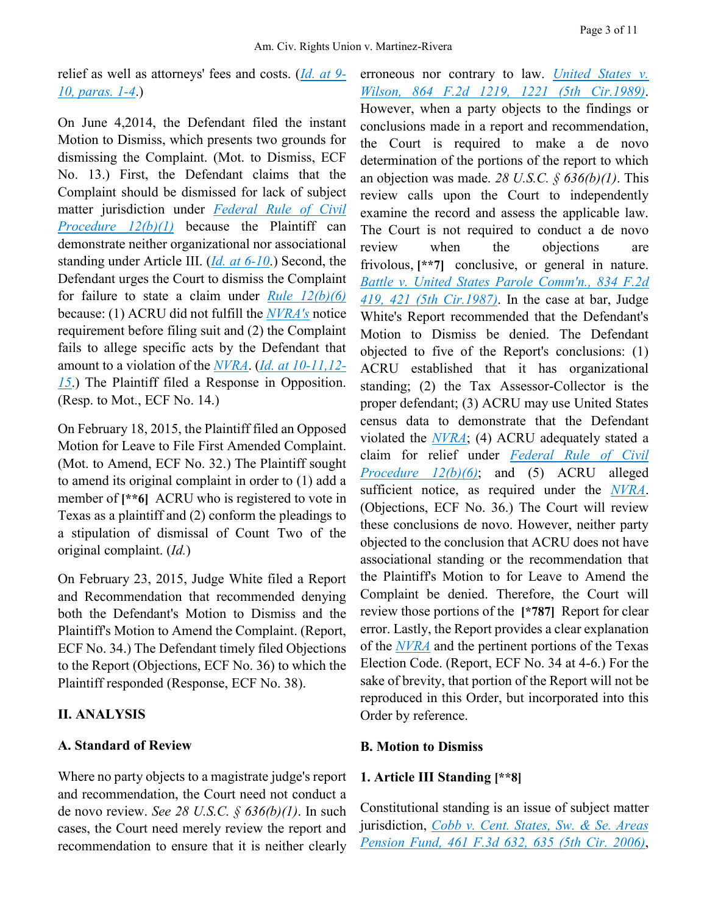relief as well as attorneys' fees and costs. (*Id. at 9-10, paras. 1-4*.)

On June 4,2014, the Defendant filed the instant Motion to Dismiss, which presents two grounds for dismissing the Complaint. (Mot. to Dismiss, ECF No. 13.) First, the Defendant claims that the Complaint should be dismissed for lack of subject matter jurisdiction under Federal Rule of Civil Procedure 12(b)(1) because the Plaintiff can demonstrate neither organizational nor associational standing under Article III. (*Id. at 6-10*.) Second, the Defendant urges the Court to dismiss the Complaint for failure to state a claim under Rule 12(b)(6) because: (1) ACRU did not fulfill the NVRA's notice requirement before filing suit and (2) the Complaint fails to allege specific acts by the Defendant that amount to a violation of the NVRA. (*Id. at 10-11,12-15*.) The Plaintiff filed a Response in Opposition. (Resp. to Mot., ECF No. 14.)

On February 18, 2015, the Plaintiff filed an Opposed Motion for Leave to File First Amended Complaint. (Mot. to Amend, ECF No. 32.) The Plaintiff sought to amend its original complaint in order to (1) add a member of **[\*\*6]** ACRU who is registered to vote in Texas as a plaintiff and (2) conform the pleadings to a stipulation of dismissal of Count Two of the original complaint. (*Id.*)

On February 23, 2015, Judge White filed a Report and Recommendation that recommended denying both the Defendant's Motion to Dismiss and the Plaintiff's Motion to Amend the Complaint. (Report, ECF No. 34.) The Defendant timely filed Objections to the Report (Objections, ECF No. 36) to which the Plaintiff responded (Response, ECF No. 38).

## II. ANALYSIS

### A. Standard of Review

Where no party objects to a magistrate judge's report and recommendation, the Court need not conduct a de novo review. *See 28 U.S.C. § 636(b)(1)*. In such cases, the Court need merely review the report and recommendation to ensure that it is neither clearly erroneous nor contrary to law. *United States v. Wilson, 864 F.2d 1219, 1221 (5th Cir.1989)*. However, when a party objects to the findings or conclusions made in a report and recommendation, the Court is required to make a de novo determination of the portions of the report to which an objection was made. *28 U.S.C. § 636(b)(1)*. This review calls upon the Court to independently examine the record and assess the applicable law. The Court is not required to conduct a de novo review when the objections are frivolous, **[\*\*7]** conclusive, or general in nature. *Battle v. United States Parole Comm'n., 834 F.2d 419, 421 (5th Cir.1987)*. In the case at bar, Judge White's Report recommended that the Defendant's Motion to Dismiss be denied. The Defendant objected to five of the Report's conclusions: (1) ACRU established that it has organizational standing; (2) the Tax Assessor-Collector is the proper defendant; (3) ACRU may use United States census data to demonstrate that the Defendant violated the NVRA; (4) ACRU adequately stated a claim for relief under Federal Rule of Civil Procedure 12(b)(6); and (5) ACRU alleged sufficient notice, as required under the NVRA. (Objections, ECF No. 36.) The Court will review these conclusions de novo. However, neither party objected to the conclusion that ACRU does not have associational standing or the recommendation that the Plaintiff's Motion to for Leave to Amend the Complaint be denied. Therefore, the Court will review those portions of the **[\*787]** Report for clear error. Lastly, the Report provides a clear explanation of the NVRA and the pertinent portions of the Texas Election Code. (Report, ECF No. 34 at 4-6.) For the sake of brevity, that portion of the Report will not be reproduced in this Order, but incorporated into this Order by reference.

### B. Motion to Dismiss

#### 1. Article III Standing [\*\*8]

Constitutional standing is an issue of subject matter jurisdiction, *Cobb v. Cent. States, Sw. & Se. Areas Pension Fund, 461 F.3d 632, 635 (5th Cir. 2006)*,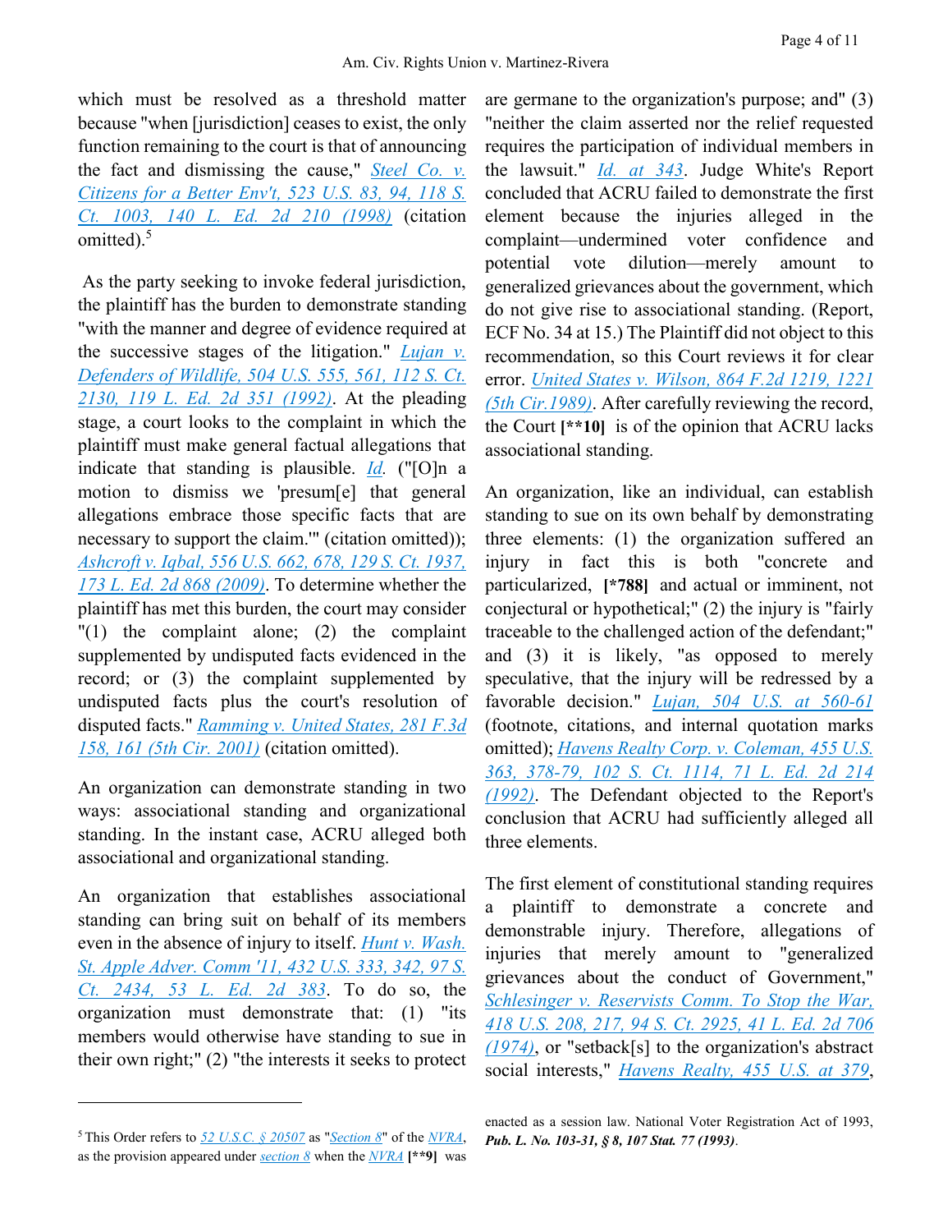which must be resolved as a threshold matter because "when [jurisdiction] ceases to exist, the only function remaining to the court is that of announcing the fact and dismissing the cause," *Steel Co. v. Citizens for a Better Env't, 523 U.S. 83, 94, 118 S. Ct. 1003, 140 L. Ed. 2d 210 (1998)* (citation omitted).[5]

As the party seeking to invoke federal jurisdiction, the plaintiff has the burden to demonstrate standing "with the manner and degree of evidence required at the successive stages of the litigation." *Lujan v. Defenders of Wildlife, 504 U.S. 555, 561, 112 S. Ct. 2130, 119 L. Ed. 2d 351 (1992)*. At the pleading stage, a court looks to the complaint in which the plaintiff must make general factual allegations that indicate that standing is plausible. *Id.* ("[O]n a motion to dismiss we 'presum[e] that general allegations embrace those specific facts that are necessary to support the claim.'" (citation omitted)); *Ashcroft v. Iqbal, 556 U.S. 662, 678, 129 S. Ct. 1937, 173 L. Ed. 2d 868 (2009)*. To determine whether the plaintiff has met this burden, the court may consider "(1) the complaint alone; (2) the complaint supplemented by undisputed facts evidenced in the record; or (3) the complaint supplemented by undisputed facts plus the court's resolution of disputed facts." *Ramming v. United States, 281 F.3d 158, 161 (5th Cir. 2001)* (citation omitted).

An organization can demonstrate standing in two ways: associational standing and organizational standing. In the instant case, ACRU alleged both associational and organizational standing.

An organization that establishes associational standing can bring suit on behalf of its members even in the absence of injury to itself. *Hunt v. Wash. St. Apple Adver. Comm'n, 432 U.S. 333, 342, 97 S. Ct. 2434, 53 L. Ed. 2d 383*. To do so, the organization must demonstrate that: (1) "its members would otherwise have standing to sue in their own right;" (2) "the interests it seeks to protect are germane to the organization's purpose; and" (3) "neither the claim asserted nor the relief requested requires the participation of individual members in the lawsuit." *Id. at 343*. Judge White's Report concluded that ACRU failed to demonstrate the first element because the injuries alleged in the complaint—undermined voter confidence and potential vote dilution—merely amount to generalized grievances about the government, which do not give rise to associational standing. (Report, ECF No. 34 at 15.) The Plaintiff did not object to this recommendation, so this Court reviews it for clear error. *United States v. Wilson, 864 F.2d 1219, 1221 (5th Cir.1989)*. After carefully reviewing the record, the Court **[\*\*10]** is of the opinion that ACRU lacks associational standing.

An organization, like an individual, can establish standing to sue on its own behalf by demonstrating three elements: (1) the organization suffered an injury in fact this is both "concrete and particularized, **[\*788]** and actual or imminent, not conjectural or hypothetical;" (2) the injury is "fairly traceable to the challenged action of the defendant;" and (3) it is likely, "as opposed to merely speculative, that the injury will be redressed by a favorable decision." *Lujan, 504 U.S. at 560-61* (footnote, citations, and internal quotation marks omitted); *Havens Realty Corp. v. Coleman, 455 U.S. 363, 378-79, 102 S. Ct. 1114, 71 L. Ed. 2d 214 (1992)*. The Defendant objected to the Report's conclusion that ACRU had sufficiently alleged all three elements.

The first element of constitutional standing requires a plaintiff to demonstrate a concrete and demonstrable injury. Therefore, allegations of injuries that merely amount to "generalized grievances about the conduct of Government," *Schlesinger v. Reservists Comm. To Stop the War, 418 U.S. 208, 217, 94 S. Ct. 2925, 41 L. Ed. 2d 706 (1974)*, or "setback[s] to the organization's abstract social interests," *Havens Realty, 455 U.S. at 379*,

---

[5] This Order refers to *52 U.S.C. § 20507* as "*Section 8*" of the *NVRA*, as the provision appeared under *section 8* when the *NVRA* **[\*\*9]** was enacted as a session law. National Voter Registration Act of 1993, ***Pub. L. No. 103-31, § 8, 107 Stat. 77 (1993)***.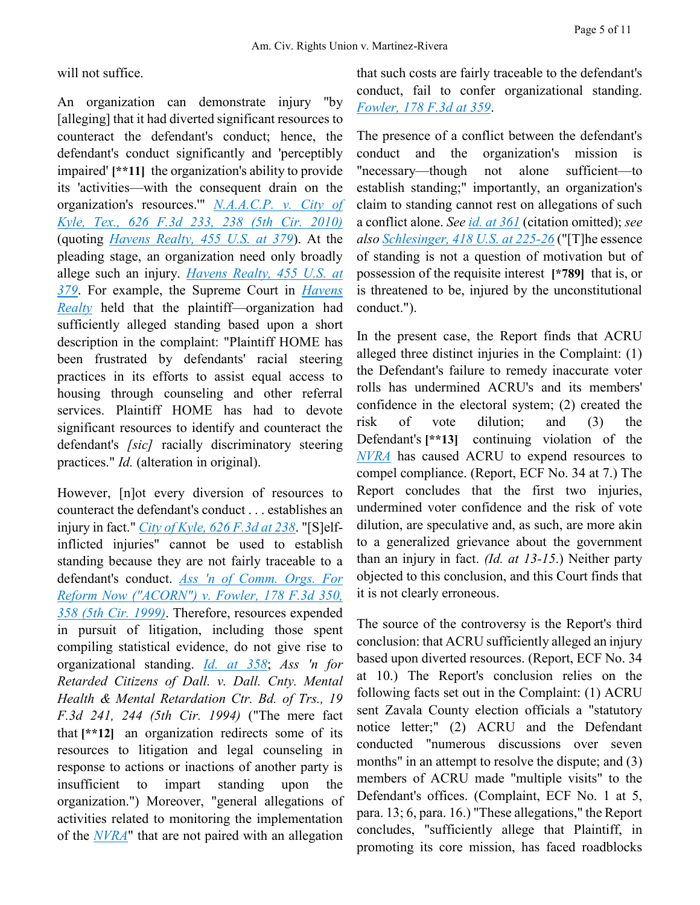will not suffice.

An organization can demonstrate injury "by [alleging] that it had diverted significant resources to counteract the defendant's conduct; hence, the defendant's conduct significantly and 'perceptibly impaired' **[**11]** the organization's ability to provide its 'activities—with the consequent drain on the organization's resources.'" *N.A.A.C.P. v. City of Kyle, Tex., 626 F.3d 233, 238 (5th Cir. 2010)* (quoting *Havens Realty, 455 U.S. at 379*). At the pleading stage, an organization need only broadly allege such an injury. *Havens Realty, 455 U.S. at 379*. For example, the Supreme Court in *Havens Realty* held that the plaintiff—organization had sufficiently alleged standing based upon a short description in the complaint: "Plaintiff HOME has been frustrated by defendants' racial steering practices in its efforts to assist equal access to housing through counseling and other referral services. Plaintiff HOME has had to devote significant resources to identify and counteract the defendant's *[sic]* racially discriminatory steering practices." *Id.* (alteration in original).

However, [n]ot every diversion of resources to counteract the defendant's conduct . . . establishes an injury in fact." *City of Kyle, 626 F.3d at 238*. "[S]elf-inflicted injuries" cannot be used to establish standing because they are not fairly traceable to a defendant's conduct. *Ass 'n of Comm. Orgs. For Reform Now ("ACORN") v. Fowler, 178 F.3d 350, 358 (5th Cir. 1999)*. Therefore, resources expended in pursuit of litigation, including those spent compiling statistical evidence, do not give rise to organizational standing. *Id. at 358*; *Ass 'n for Retarded Citizens of Dall. v. Dall. Cnty. Mental Health & Mental Retardation Ctr. Bd. of Trs., 19 F.3d 241, 244 (5th Cir. 1994)* ("The mere fact that **[**12]** an organization redirects some of its resources to litigation and legal counseling in response to actions or inactions of another party is insufficient to impart standing upon the organization.") Moreover, "general allegations of activities related to monitoring the implementation of the *NVRA*" that are not paired with an allegation that such costs are fairly traceable to the defendant's conduct, fail to confer organizational standing. *Fowler, 178 F.3d at 359*.

The presence of a conflict between the defendant's conduct and the organization's mission is "necessary—though not alone sufficient—to establish standing;" importantly, an organization's claim to standing cannot rest on allegations of such a conflict alone. *See id. at 361* (citation omitted); *see also Schlesinger, 418 U.S. at 225-26* ("[T]he essence of standing is not a question of motivation but of possession of the requisite interest **[*789]** that is, or is threatened to be, injured by the unconstitutional conduct.").

In the present case, the Report finds that ACRU alleged three distinct injuries in the Complaint: (1) the Defendant's failure to remedy inaccurate voter rolls has undermined ACRU's and its members' confidence in the electoral system; (2) created the risk of vote dilution; and (3) the Defendant's **[**13]** continuing violation of the *NVRA* has caused ACRU to expend resources to compel compliance. (Report, ECF No. 34 at 7.) The Report concludes that the first two injuries, undermined voter confidence and the risk of vote dilution, are speculative and, as such, are more akin to a generalized grievance about the government than an injury in fact. *(Id. at 13-15.)* Neither party objected to this conclusion, and this Court finds that it is not clearly erroneous.

The source of the controversy is the Report's third conclusion: that ACRU sufficiently alleged an injury based upon diverted resources. (Report, ECF No. 34 at 10.) The Report's conclusion relies on the following facts set out in the Complaint: (1) ACRU sent Zavala County election officials a "statutory notice letter;" (2) ACRU and the Defendant conducted "numerous discussions over seven months" in an attempt to resolve the dispute; and (3) members of ACRU made "multiple visits" to the Defendant's offices. (Complaint, ECF No. 1 at 5, para. 13; 6, para. 16.) "These allegations," the Report concludes, "sufficiently allege that Plaintiff, in promoting its core mission, has faced roadblocks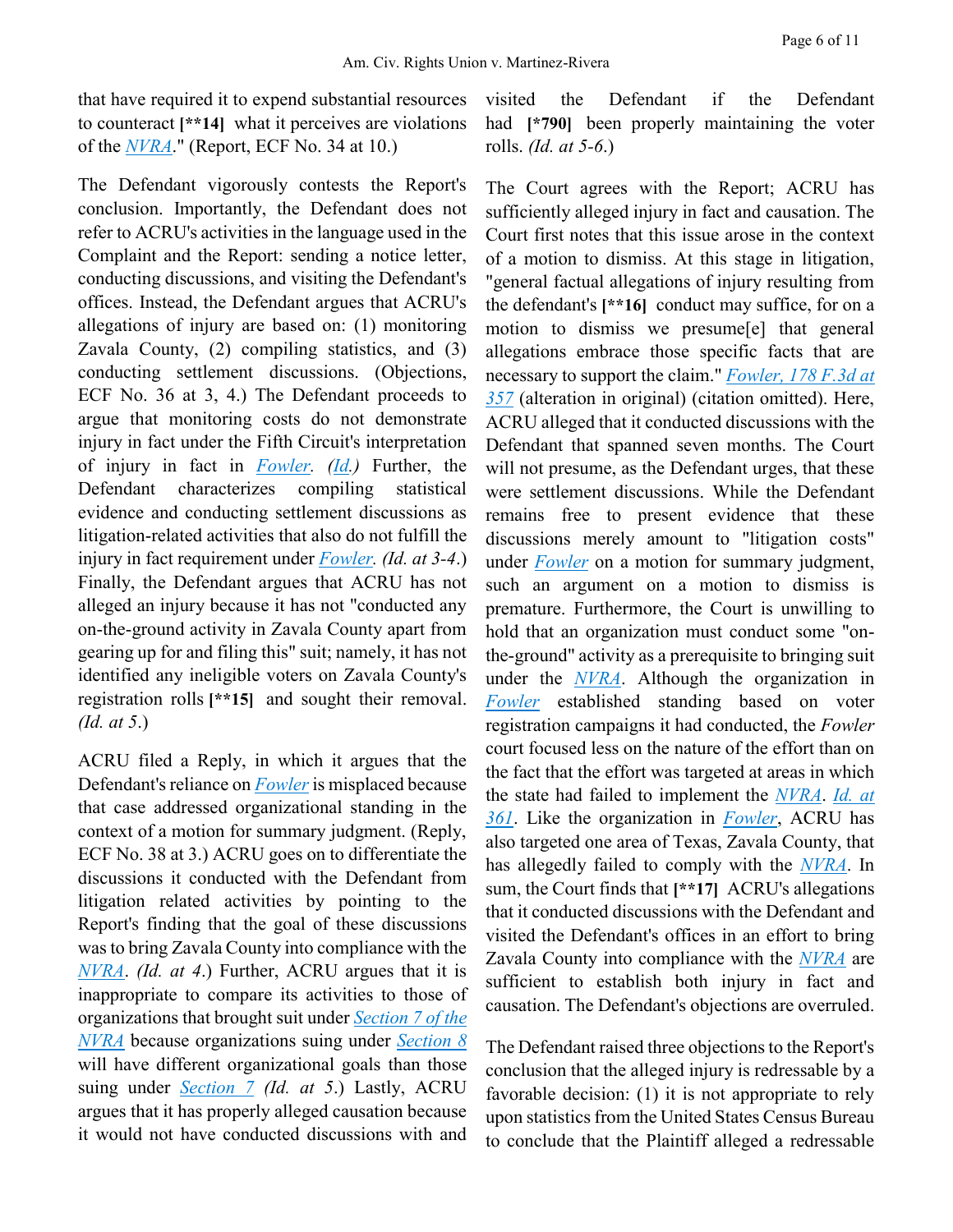that have required it to expend substantial resources to counteract [**14] what it perceives are violations of the *NVRA*." (Report, ECF No. 34 at 10.)

The Defendant vigorously contests the Report's conclusion. Importantly, the Defendant does not refer to ACRU's activities in the language used in the Complaint and the Report: sending a notice letter, conducting discussions, and visiting the Defendant's offices. Instead, the Defendant argues that ACRU's allegations of injury are based on: (1) monitoring Zavala County, (2) compiling statistics, and (3) conducting settlement discussions. (Objections, ECF No. 36 at 3, 4.) The Defendant proceeds to argue that monitoring costs do not demonstrate injury in fact under the Fifth Circuit's interpretation of injury in fact in *Fowler*. *(Id.)* Further, the Defendant characterizes compiling statistical evidence and conducting settlement discussions as litigation-related activities that also do not fulfill the injury in fact requirement under *Fowler*. *(Id. at 3-4.)* Finally, the Defendant argues that ACRU has not alleged an injury because it has not "conducted any on-the-ground activity in Zavala County apart from gearing up for and filing this" suit; namely, it has not identified any ineligible voters on Zavala County's registration rolls [**15] and sought their removal. *(Id. at 5.)*

ACRU filed a Reply, in which it argues that the Defendant's reliance on *Fowler* is misplaced because that case addressed organizational standing in the context of a motion for summary judgment. (Reply, ECF No. 38 at 3.) ACRU goes on to differentiate the discussions it conducted with the Defendant from litigation related activities by pointing to the Report's finding that the goal of these discussions was to bring Zavala County into compliance with the *NVRA*. *(Id. at 4.)* Further, ACRU argues that it is inappropriate to compare its activities to those of organizations that brought suit under *Section 7 of the NVRA* because organizations suing under *Section 8* will have different organizational goals than those suing under *Section 7* *(Id. at 5.)* Lastly, ACRU argues that it has properly alleged causation because it would not have conducted discussions with and visited the Defendant if the Defendant had [*790] been properly maintaining the voter rolls. *(Id. at 5-6.)*

The Court agrees with the Report; ACRU has sufficiently alleged injury in fact and causation. The Court first notes that this issue arose in the context of a motion to dismiss. At this stage in litigation, "general factual allegations of injury resulting from the defendant's [**16] conduct may suffice, for on a motion to dismiss we presume[e] that general allegations embrace those specific facts that are necessary to support the claim." *Fowler, 178 F.3d at 357* (alteration in original) (citation omitted). Here, ACRU alleged that it conducted discussions with the Defendant that spanned seven months. The Court will not presume, as the Defendant urges, that these were settlement discussions. While the Defendant remains free to present evidence that these discussions merely amount to "litigation costs" under *Fowler* on a motion for summary judgment, such an argument on a motion to dismiss is premature. Furthermore, the Court is unwilling to hold that an organization must conduct some "on-the-ground" activity as a prerequisite to bringing suit under the *NVRA*. Although the organization in *Fowler* established standing based on voter registration campaigns it had conducted, the *Fowler* court focused less on the nature of the effort than on the fact that the effort was targeted at areas in which the state had failed to implement the *NVRA*. *Id. at 361*. Like the organization in *Fowler*, ACRU has also targeted one area of Texas, Zavala County, that has allegedly failed to comply with the *NVRA*. In sum, the Court finds that [**17] ACRU's allegations that it conducted discussions with the Defendant and visited the Defendant's offices in an effort to bring Zavala County into compliance with the *NVRA* are sufficient to establish both injury in fact and causation. The Defendant's objections are overruled.

The Defendant raised three objections to the Report's conclusion that the alleged injury is redressable by a favorable decision: (1) it is not appropriate to rely upon statistics from the United States Census Bureau to conclude that the Plaintiff alleged a redressable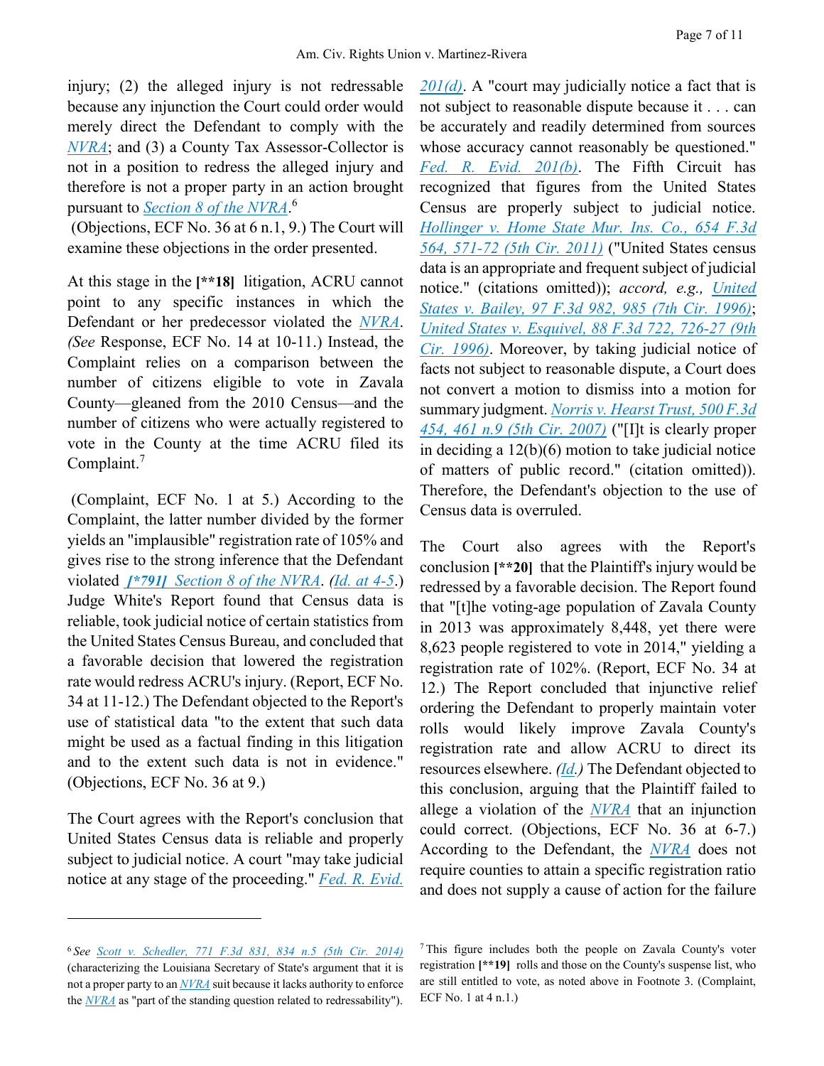injury; (2) the alleged injury is not redressable because any injunction the Court could order would merely direct the Defendant to comply with the NVRA; and (3) a County Tax Assessor-Collector is not in a position to redress the alleged injury and therefore is not a proper party in an action brought pursuant to Section 8 of the NVRA.[6]

(Objections, ECF No. 36 at 6 n.1, 9.) The Court will examine these objections in the order presented.

At this stage in the [**18] litigation, ACRU cannot point to any specific instances in which the Defendant or her predecessor violated the NVRA. (*See* Response, ECF No. 14 at 10-11.) Instead, the Complaint relies on a comparison between the number of citizens eligible to vote in Zavala County—gleaned from the 2010 Census—and the number of citizens who were actually registered to vote in the County at the time ACRU filed its Complaint.[7]

(Complaint, ECF No. 1 at 5.) According to the Complaint, the latter number divided by the former yields an "implausible" registration rate of 105% and gives rise to the strong inference that the Defendant violated *[*791]* Section 8 of the NVRA. (*Id. at 4-5*.) Judge White's Report found that Census data is reliable, took judicial notice of certain statistics from the United States Census Bureau, and concluded that a favorable decision that lowered the registration rate would redress ACRU's injury. (Report, ECF No. 34 at 11-12.) The Defendant objected to the Report's use of statistical data "to the extent that such data might be used as a factual finding in this litigation and to the extent such data is not in evidence." (Objections, ECF No. 36 at 9.)

The Court agrees with the Report's conclusion that United States Census data is reliable and properly subject to judicial notice. A court "may take judicial notice at any stage of the proceeding." Fed. R. Evid. 201(d). A "court may judicially notice a fact that is not subject to reasonable dispute because it . . . can be accurately and readily determined from sources whose accuracy cannot reasonably be questioned." Fed. R. Evid. 201(b). The Fifth Circuit has recognized that figures from the United States Census are properly subject to judicial notice. Hollinger v. Home State Mur. Ins. Co., 654 F.3d 564, 571-72 (5th Cir. 2011) ("United States census data is an appropriate and frequent subject of judicial notice." (citations omitted)); *accord, e.g.,* United States v. Bailey, 97 F.3d 982, 985 (7th Cir. 1996); United States v. Esquivel, 88 F.3d 722, 726-27 (9th Cir. 1996). Moreover, by taking judicial notice of facts not subject to reasonable dispute, a Court does not convert a motion to dismiss into a motion for summary judgment. Norris v. Hearst Trust, 500 F.3d 454, 461 n.9 (5th Cir. 2007) ("[I]t is clearly proper in deciding a 12(b)(6) motion to take judicial notice of matters of public record." (citation omitted)). Therefore, the Defendant's objection to the use of Census data is overruled.

The Court also agrees with the Report's conclusion [**20] that the Plaintiff's injury would be redressed by a favorable decision. The Report found that "[t]he voting-age population of Zavala County in 2013 was approximately 8,448, yet there were 8,623 people registered to vote in 2014," yielding a registration rate of 102%. (Report, ECF No. 34 at 12.) The Report concluded that injunctive relief ordering the Defendant to properly maintain voter rolls would likely improve Zavala County's registration rate and allow ACRU to direct its resources elsewhere. (*Id.*) The Defendant objected to this conclusion, arguing that the Plaintiff failed to allege a violation of the NVRA that an injunction could correct. (Objections, ECF No. 36 at 6-7.) According to the Defendant, the NVRA does not require counties to attain a specific registration ratio and does not supply a cause of action for the failure

---

[6] *See* Scott v. Schedler, 771 F.3d 831, 834 n.5 (5th Cir. 2014) (characterizing the Louisiana Secretary of State's argument that it is not a proper party to an NVRA suit because it lacks authority to enforce the NVRA as "part of the standing question related to redressability").

[7] This figure includes both the people on Zavala County's voter registration [**19] rolls and those on the County's suspense list, who are still entitled to vote, as noted above in Footnote 3. (Complaint, ECF No. 1 at 4 n.1.)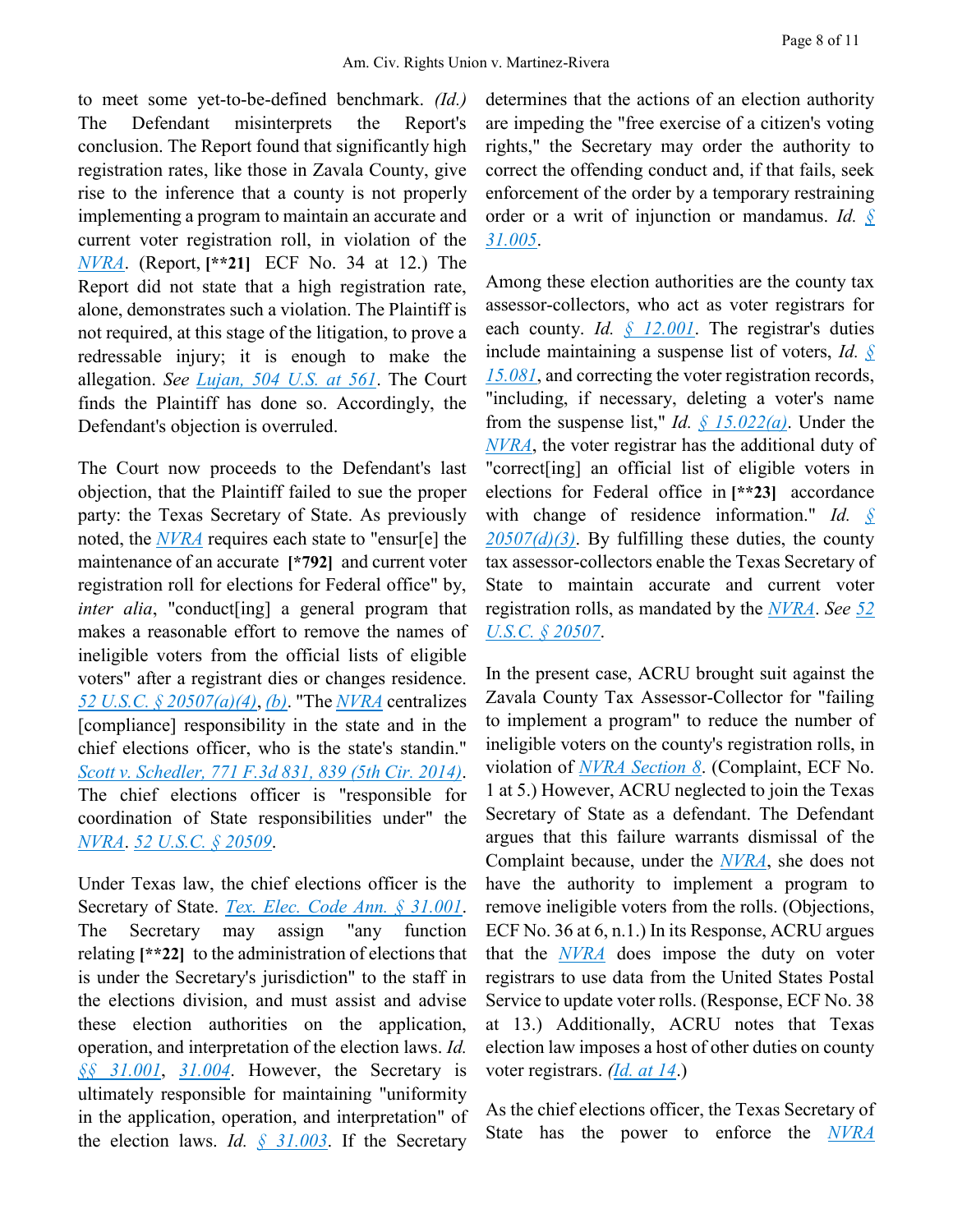to meet some yet-to-be-defined benchmark. *(Id.)* The Defendant misinterprets the Report's conclusion. The Report found that significantly high registration rates, like those in Zavala County, give rise to the inference that a county is not properly implementing a program to maintain an accurate and current voter registration roll, in violation of the NVRA. (Report, **[**21]** ECF No. 34 at 12.) The Report did not state that a high registration rate, alone, demonstrates such a violation. The Plaintiff is not required, at this stage of the litigation, to prove a redressable injury; it is enough to make the allegation. *See* *Lujan, 504 U.S. at 561*. The Court finds the Plaintiff has done so. Accordingly, the Defendant's objection is overruled.

The Court now proceeds to the Defendant's last objection, that the Plaintiff failed to sue the proper party: the Texas Secretary of State. As previously noted, the NVRA requires each state to "ensur[e] the maintenance of an accurate **[*792]** and current voter registration roll for elections for Federal office" by, *inter alia*, "conduct[ing] a general program that makes a reasonable effort to remove the names of ineligible voters from the official lists of eligible voters" after a registrant dies or changes residence. *52 U.S.C. § 20507(a)(4)*, *(b)*. "The NVRA centralizes [compliance] responsibility in the state and in the chief elections officer, who is the state's standin." *Scott v. Schedler, 771 F.3d 831, 839 (5th Cir. 2014)*. The chief elections officer is "responsible for coordination of State responsibilities under" the NVRA. *52 U.S.C. § 20509*.

Under Texas law, the chief elections officer is the Secretary of State. *Tex. Elec. Code Ann. § 31.001*. The Secretary may assign "any function relating **[**22]** to the administration of elections that is under the Secretary's jurisdiction" to the staff in the elections division, and must assist and advise these election authorities on the application, operation, and interpretation of the election laws. *Id.* *§§ 31.001*, *31.004*. However, the Secretary is ultimately responsible for maintaining "uniformity in the application, operation, and interpretation" of the election laws. *Id.* *§ 31.003*. If the Secretary determines that the actions of an election authority are impeding the "free exercise of a citizen's voting rights," the Secretary may order the authority to correct the offending conduct and, if that fails, seek enforcement of the order by a temporary restraining order or a writ of injunction or mandamus. *Id.* *§ 31.005*.

Among these election authorities are the county tax assessor-collectors, who act as voter registrars for each county. *Id.* *§ 12.001*. The registrar's duties include maintaining a suspense list of voters, *Id.* *§ 15.081*, and correcting the voter registration records, "including, if necessary, deleting a voter's name from the suspense list," *Id.* *§ 15.022(a)*. Under the NVRA, the voter registrar has the additional duty of "correct[ing] an official list of eligible voters in elections for Federal office in **[**23]** accordance with change of residence information." *Id.* *§ 20507(d)(3)*. By fulfilling these duties, the county tax assessor-collectors enable the Texas Secretary of State to maintain accurate and current voter registration rolls, as mandated by the NVRA. *See* *52 U.S.C. § 20507*.

In the present case, ACRU brought suit against the Zavala County Tax Assessor-Collector for "failing to implement a program" to reduce the number of ineligible voters on the county's registration rolls, in violation of *NVRA Section 8*. (Complaint, ECF No. 1 at 5.) However, ACRU neglected to join the Texas Secretary of State as a defendant. The Defendant argues that this failure warrants dismissal of the Complaint because, under the NVRA, she does not have the authority to implement a program to remove ineligible voters from the rolls. (Objections, ECF No. 36 at 6, n.1.) In its Response, ACRU argues that the NVRA does impose the duty on voter registrars to use data from the United States Postal Service to update voter rolls. (Response, ECF No. 38 at 13.) Additionally, ACRU notes that Texas election law imposes a host of other duties on county voter registrars. *(Id. at 14*.)

As the chief elections officer, the Texas Secretary of State has the power to enforce the NVRA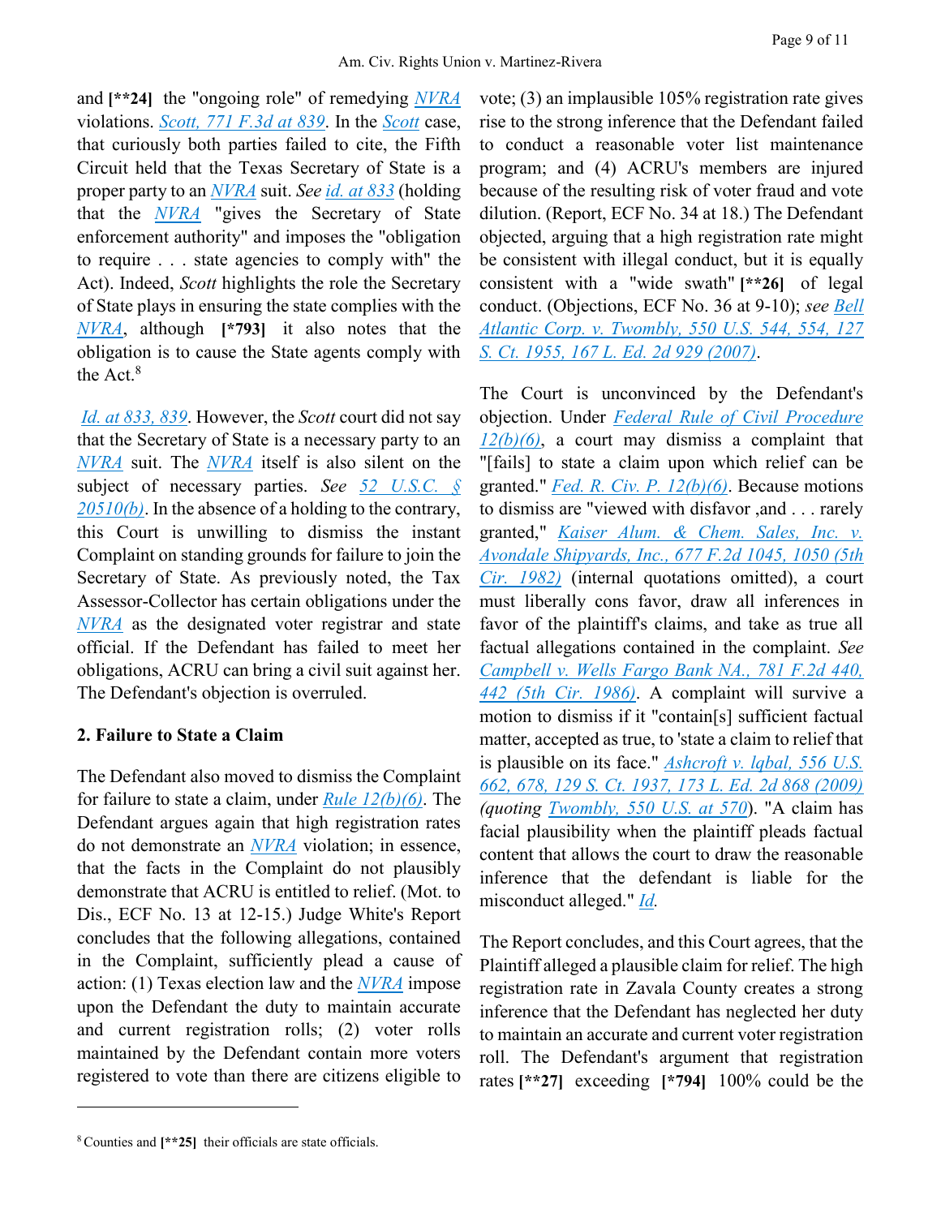and **[**24]** the "ongoing role" of remedying NVRA violations. Scott, 771 F.3d at 839. In the Scott case, that curiously both parties failed to cite, the Fifth Circuit held that the Texas Secretary of State is a proper party to an NVRA suit. *See* id. at 833 (holding that the NVRA "gives the Secretary of State enforcement authority" and imposes the "obligation to require . . . state agencies to comply with" the Act). Indeed, *Scott* highlights the role the Secretary of State plays in ensuring the state complies with the NVRA, although **[*793]** it also notes that the obligation is to cause the State agents comply with the Act.[8]

Id. at 833, 839. However, the *Scott* court did not say that the Secretary of State is a necessary party to an NVRA suit. The NVRA itself is also silent on the subject of necessary parties. *See* 52 U.S.C. § 20510(b). In the absence of a holding to the contrary, this Court is unwilling to dismiss the instant Complaint on standing grounds for failure to join the Secretary of State. As previously noted, the Tax Assessor-Collector has certain obligations under the NVRA as the designated voter registrar and state official. If the Defendant has failed to meet her obligations, ACRU can bring a civil suit against her. The Defendant's objection is overruled.

**2. Failure to State a Claim**

The Defendant also moved to dismiss the Complaint for failure to state a claim, under Rule 12(b)(6). The Defendant argues again that high registration rates do not demonstrate an NVRA violation; in essence, that the facts in the Complaint do not plausibly demonstrate that ACRU is entitled to relief. (Mot. to Dis., ECF No. 13 at 12-15.) Judge White's Report concludes that the following allegations, contained in the Complaint, sufficiently plead a cause of action: (1) Texas election law and the NVRA impose upon the Defendant the duty to maintain accurate and current registration rolls; (2) voter rolls maintained by the Defendant contain more voters registered to vote than there are citizens eligible to vote; (3) an implausible 105% registration rate gives rise to the strong inference that the Defendant failed to conduct a reasonable voter list maintenance program; and (4) ACRU's members are injured because of the resulting risk of voter fraud and vote dilution. (Report, ECF No. 34 at 18.) The Defendant objected, arguing that a high registration rate might be consistent with illegal conduct, but it is equally consistent with a "wide swath" **[**26]** of legal conduct. (Objections, ECF No. 36 at 9-10); *see* Bell Atlantic Corp. v. Twombly, 550 U.S. 544, 554, 127 S. Ct. 1955, 167 L. Ed. 2d 929 (2007).

The Court is unconvinced by the Defendant's objection. Under Federal Rule of Civil Procedure 12(b)(6), a court may dismiss a complaint that "[fails] to state a claim upon which relief can be granted." Fed. R. Civ. P. 12(b)(6). Because motions to dismiss are "viewed with disfavor ,and . . . rarely granted," Kaiser Alum. & Chem. Sales, Inc. v. Avondale Shipyards, Inc., 677 F.2d 1045, 1050 (5th Cir. 1982) (internal quotations omitted), a court must liberally cons favor, draw all inferences in favor of the plaintiff's claims, and take as true all factual allegations contained in the complaint. *See* Campbell v. Wells Fargo Bank NA., 781 F.2d 440, 442 (5th Cir. 1986). A complaint will survive a motion to dismiss if it "contain[s] sufficient factual matter, accepted as true, to 'state a claim to relief that is plausible on its face." Ashcroft v. Iqbal, 556 U.S. 662, 678, 129 S. Ct. 1937, 173 L. Ed. 2d 868 (2009) *(quoting* Twombly, 550 U.S. at 570). "A claim has facial plausibility when the plaintiff pleads factual content that allows the court to draw the reasonable inference that the defendant is liable for the misconduct alleged." *Id.*

The Report concludes, and this Court agrees, that the Plaintiff alleged a plausible claim for relief. The high registration rate in Zavala County creates a strong inference that the Defendant has neglected her duty to maintain an accurate and current voter registration roll. The Defendant's argument that registration rates **[**27]** exceeding **[*794]** 100% could be the

---

[8] Counties and **[**25]** their officials are state officials.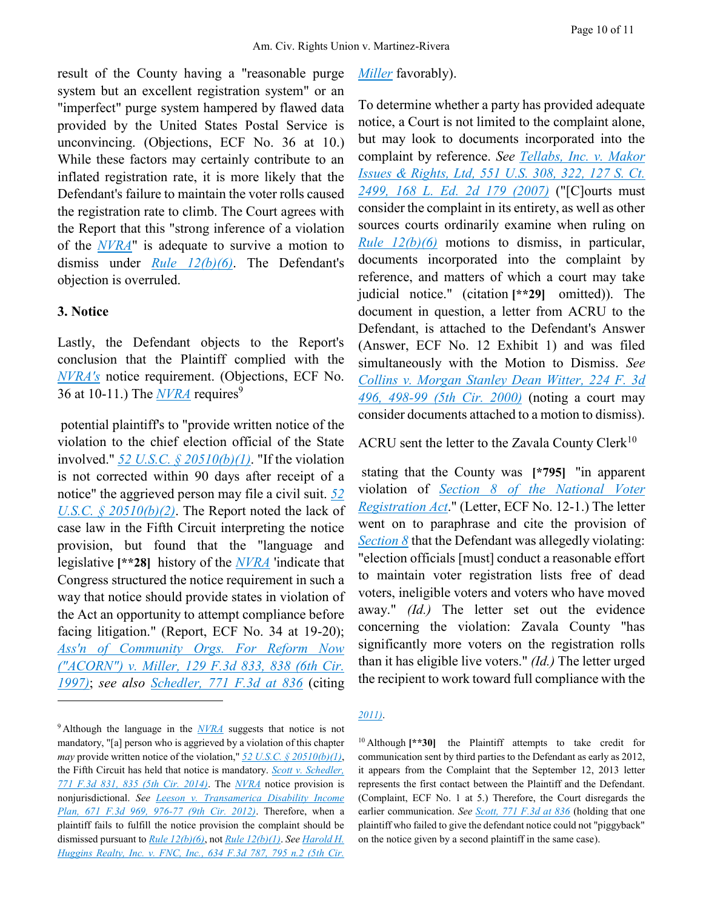result of the County having a "reasonable purge system but an excellent registration system" or an "imperfect" purge system hampered by flawed data provided by the United States Postal Service is unconvincing. (Objections, ECF No. 36 at 10.) While these factors may certainly contribute to an inflated registration rate, it is more likely that the Defendant's failure to maintain the voter rolls caused the registration rate to climb. The Court agrees with the Report that this "strong inference of a violation of the NVRA" is adequate to survive a motion to dismiss under Rule 12(b)(6). The Defendant's objection is overruled.

### 3. Notice

Lastly, the Defendant objects to the Report's conclusion that the Plaintiff complied with the NVRA's notice requirement. (Objections, ECF No. 36 at 10-11.) The NVRA requires[9] potential plaintiff's to "provide written notice of the violation to the chief election official of the State involved." 52 U.S.C. § 20510(b)(1). "If the violation is not corrected within 90 days after receipt of a notice" the aggrieved person may file a civil suit. 52 U.S.C. § 20510(b)(2). The Report noted the lack of case law in the Fifth Circuit interpreting the notice provision, but found that the "language and legislative **[\*\*28]** history of the NVRA 'indicate that Congress structured the notice requirement in such a way that notice should provide states in violation of the Act an opportunity to attempt compliance before facing litigation." (Report, ECF No. 34 at 19-20); Ass'n of Community Orgs. For Reform Now ("ACORN") v. Miller, 129 F.3d 833, 838 (6th Cir. 1997); *see also* Schedler, 771 F.3d at 836 (citing Miller favorably).

To determine whether a party has provided adequate notice, a Court is not limited to the complaint alone, but may look to documents incorporated into the complaint by reference. *See* Tellabs, Inc. v. Makor Issues & Rights, Ltd, 551 U.S. 308, 322, 127 S. Ct. 2499, 168 L. Ed. 2d 179 (2007) ("[C]ourts must consider the complaint in its entirety, as well as other sources courts ordinarily examine when ruling on Rule 12(b)(6) motions to dismiss, in particular, documents incorporated into the complaint by reference, and matters of which a court may take judicial notice." (citation **[\*\*29]** omitted)). The document in question, a letter from ACRU to the Defendant, is attached to the Defendant's Answer (Answer, ECF No. 12 Exhibit 1) and was filed simultaneously with the Motion to Dismiss. *See* Collins v. Morgan Stanley Dean Witter, 224 F. 3d 496, 498-99 (5th Cir. 2000) (noting a court may consider documents attached to a motion to dismiss).

ACRU sent the letter to the Zavala County Clerk[10] stating that the County was **[\*795]** "in apparent violation of Section 8 of the National Voter Registration Act." (Letter, ECF No. 12-1.) The letter went on to paraphrase and cite the provision of Section 8 that the Defendant was allegedly violating: "election officials [must] conduct a reasonable effort to maintain voter registration lists free of dead voters, ineligible voters and voters who have moved away." *(Id.)* The letter set out the evidence concerning the violation: Zavala County "has significantly more voters on the registration rolls than it has eligible live voters." *(Id.)* The letter urged the recipient to work toward full compliance with the

---

[9] Although the language in the NVRA suggests that notice is not mandatory, "[a] person who is aggrieved by a violation of this chapter *may* provide written notice of the violation," 52 U.S.C. § 20510(b)(1), the Fifth Circuit has held that notice is mandatory. Scott v. Schedler, 771 F.3d 831, 835 (5th Cir. 2014). The NVRA notice provision is nonjurisdictional. *See* Leeson v. Transamerica Disability Income Plan, 671 F.3d 969, 976-77 (9th Cir. 2012). Therefore, when a plaintiff fails to fulfill the notice provision the complaint should be dismissed pursuant to Rule 12(b)(6), not Rule 12(b)(1). *See* Harold H. Huggins Realty, Inc. v. FNC, Inc., 634 F.3d 787, 795 n.2 (5th Cir. 2011).

[10] Although **[\*\*30]** the Plaintiff attempts to take credit for communication sent by third parties to the Defendant as early as 2012, it appears from the Complaint that the September 12, 2013 letter represents the first contact between the Plaintiff and the Defendant. (Complaint, ECF No. 1 at 5.) Therefore, the Court disregards the earlier communication. *See* Scott, 771 F.3d at 836 (holding that one plaintiff who failed to give the defendant notice could not "piggyback" on the notice given by a second plaintiff in the same case).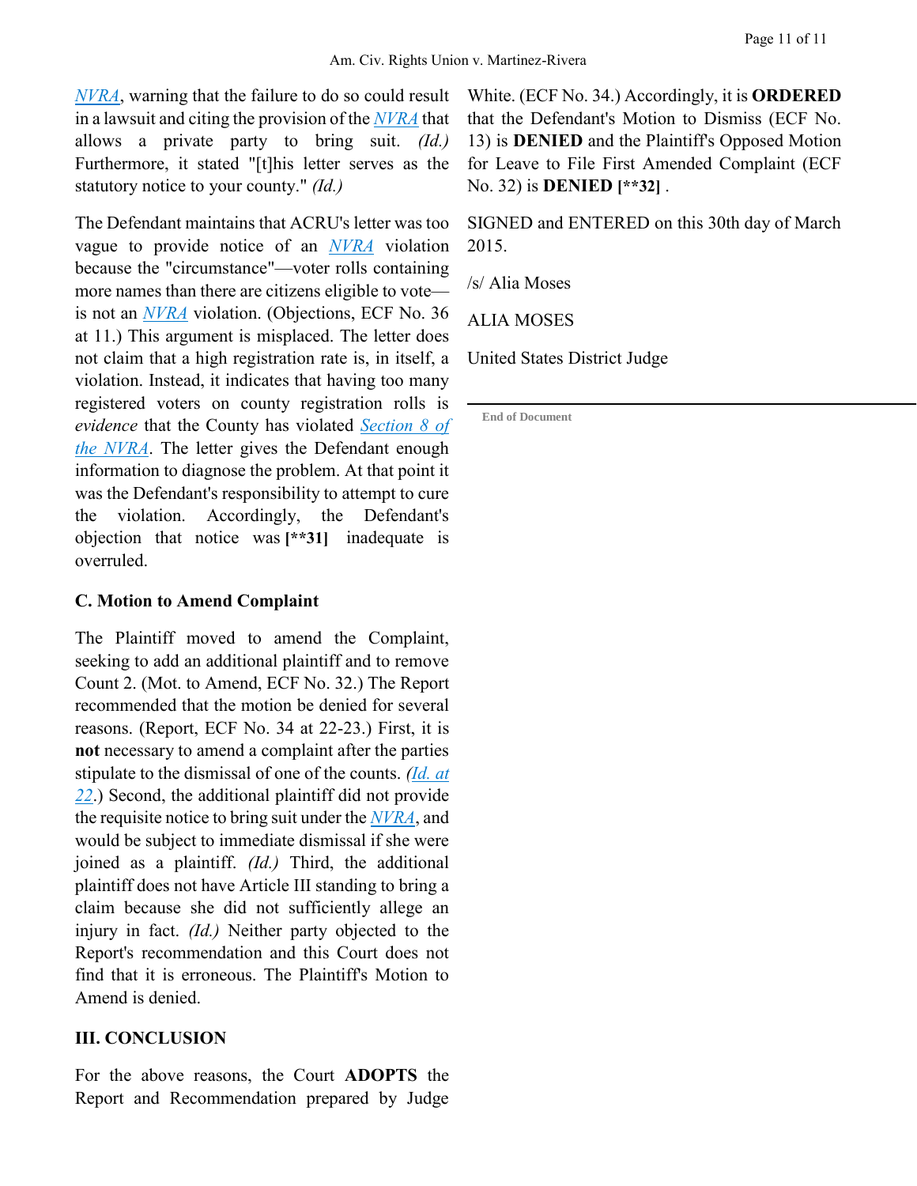*NVRA*, warning that the failure to do so could result in a lawsuit and citing the provision of the *NVRA* that allows a private party to bring suit. *(Id.)* Furthermore, it stated "[t]his letter serves as the statutory notice to your county." *(Id.)*

The Defendant maintains that ACRU's letter was too vague to provide notice of an *NVRA* violation because the "circumstance"—voter rolls containing more names than there are citizens eligible to vote—is not an *NVRA* violation. (Objections, ECF No. 36 at 11.) This argument is misplaced. The letter does not claim that a high registration rate is, in itself, a violation. Instead, it indicates that having too many registered voters on county registration rolls is *evidence* that the County has violated *Section 8 of the NVRA*. The letter gives the Defendant enough information to diagnose the problem. At that point it was the Defendant's responsibility to attempt to cure the violation. Accordingly, the Defendant's objection that notice was **[**31]** inadequate is overruled.

### C. Motion to Amend Complaint

The Plaintiff moved to amend the Complaint, seeking to add an additional plaintiff and to remove Count 2. (Mot. to Amend, ECF No. 32.) The Report recommended that the motion be denied for several reasons. (Report, ECF No. 34 at 22-23.) First, it is **not** necessary to amend a complaint after the parties stipulate to the dismissal of one of the counts. *(Id. at 22.)* Second, the additional plaintiff did not provide the requisite notice to bring suit under the *NVRA*, and would be subject to immediate dismissal if she were joined as a plaintiff. *(Id.)* Third, the additional plaintiff does not have Article III standing to bring a claim because she did not sufficiently allege an injury in fact. *(Id.)* Neither party objected to the Report's recommendation and this Court does not find that it is erroneous. The Plaintiff's Motion to Amend is denied.

## III. CONCLUSION

For the above reasons, the Court **ADOPTS** the Report and Recommendation prepared by Judge White. (ECF No. 34.) Accordingly, it is **ORDERED** that the Defendant's Motion to Dismiss (ECF No. 13) is **DENIED** and the Plaintiff's Opposed Motion for Leave to File First Amended Complaint (ECF No. 32) is **DENIED [**32]** .

SIGNED and ENTERED on this 30th day of March 2015.

/s/ Alia Moses

ALIA MOSES

United States District Judge

End of Document